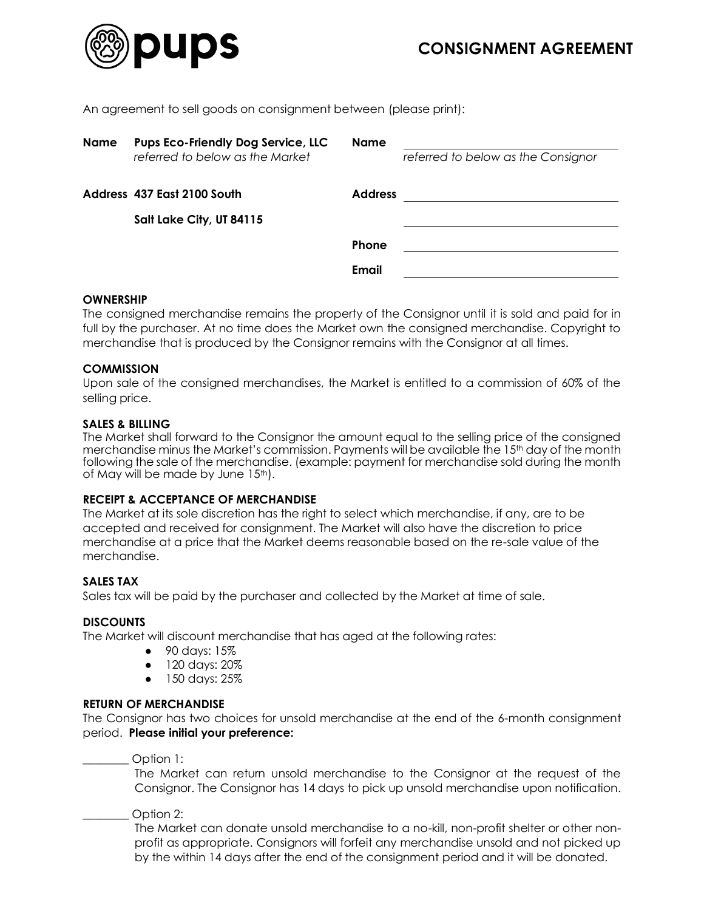pups

# CONSIGNMENT AGREEMENT

An agreement to sell goods on consignment between (please print):

| | | | |
|---|---|---|---|
| **Name** | **Pups Eco-Friendly Dog Service, LLC** *referred to below as the Market* | **Name** | ______________________ *referred to below as the Consignor* |
| **Address** | **437 East 2100 South** **Salt Lake City, UT 84115** | **Address** | ______________________ ______________________ |
| | | **Phone** | ______________________ |
| | | **Email** | ______________________ |

### OWNERSHIP

The consigned merchandise remains the property of the Consignor until it is sold and paid for in full by the purchaser. At no time does the Market own the consigned merchandise. Copyright to merchandise that is produced by the Consignor remains with the Consignor at all times.

### COMMISSION

Upon sale of the consigned merchandises, the Market is entitled to a commission of 60% of the selling price.

### SALES & BILLING

The Market shall forward to the Consignor the amount equal to the selling price of the consigned merchandise minus the Market's commission. Payments will be available the 15th day of the month following the sale of the merchandise. (example: payment for merchandise sold during the month of May will be made by June 15th).

### RECEIPT & ACCEPTANCE OF MERCHANDISE

The Market at its sole discretion has the right to select which merchandise, if any, are to be accepted and received for consignment. The Market will also have the discretion to price merchandise at a price that the Market deems reasonable based on the re-sale value of the merchandise.

### SALES TAX

Sales tax will be paid by the purchaser and collected by the Market at time of sale.

### DISCOUNTS

The Market will discount merchandise that has aged at the following rates:

- 90 days: 15%
- 120 days: 20%
- 150 days: 25%

### RETURN OF MERCHANDISE

The Consignor has two choices for unsold merchandise at the end of the 6-month consignment period. **Please initial your preference:**

________ Option 1:

The Market can return unsold merchandise to the Consignor at the request of the Consignor. The Consignor has 14 days to pick up unsold merchandise upon notification.

________ Option 2:

The Market can donate unsold merchandise to a no-kill, non-profit shelter or other non-profit as appropriate. Consignors will forfeit any merchandise unsold and not picked up by the within 14 days after the end of the consignment period and it will be donated.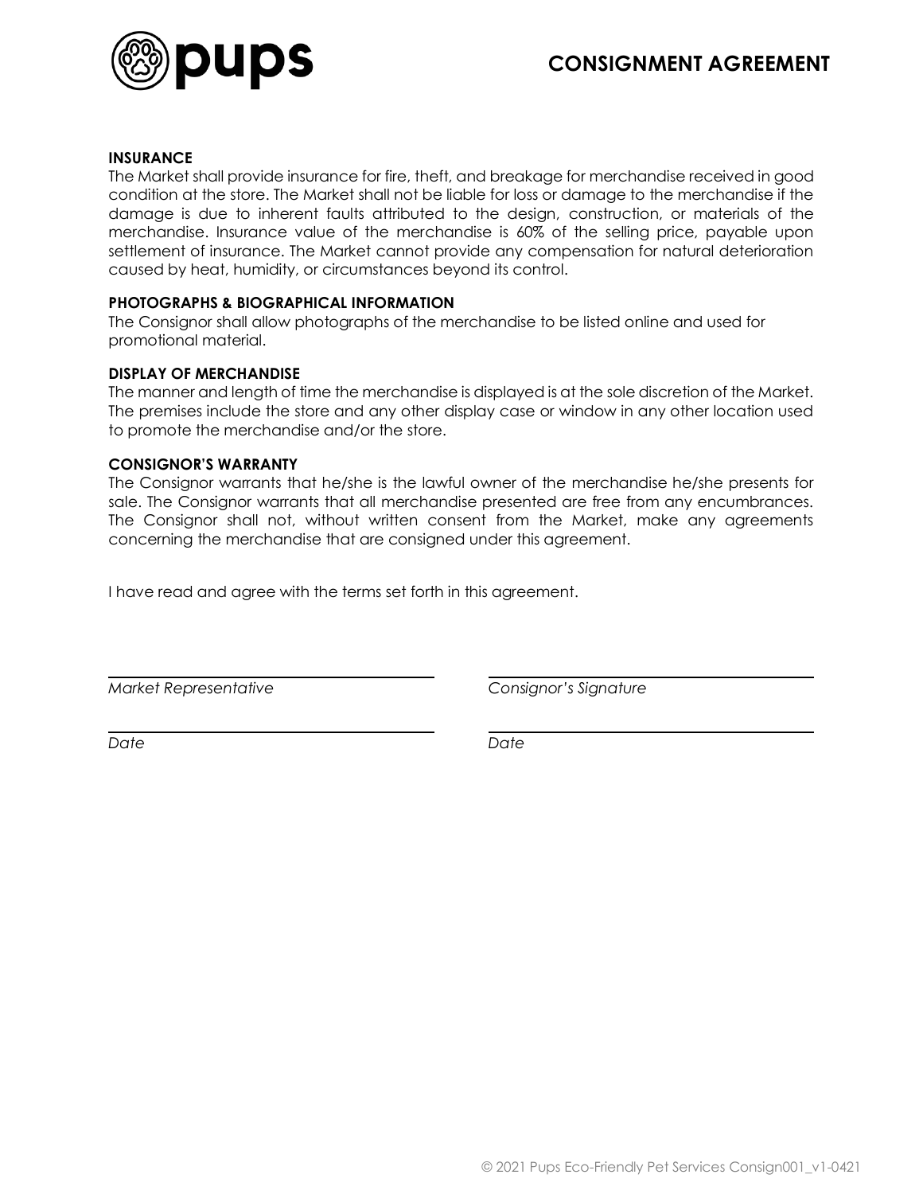**pups**

# CONSIGNMENT AGREEMENT

**INSURANCE**

The Market shall provide insurance for fire, theft, and breakage for merchandise received in good condition at the store. The Market shall not be liable for loss or damage to the merchandise if the damage is due to inherent faults attributed to the design, construction, or materials of the merchandise. Insurance value of the merchandise is 60% of the selling price, payable upon settlement of insurance. The Market cannot provide any compensation for natural deterioration caused by heat, humidity, or circumstances beyond its control.

**PHOTOGRAPHS & BIOGRAPHICAL INFORMATION**

The Consignor shall allow photographs of the merchandise to be listed online and used for promotional material.

**DISPLAY OF MERCHANDISE**

The manner and length of time the merchandise is displayed is at the sole discretion of the Market. The premises include the store and any other display case or window in any other location used to promote the merchandise and/or the store.

**CONSIGNOR'S WARRANTY**

The Consignor warrants that he/she is the lawful owner of the merchandise he/she presents for sale. The Consignor warrants that all merchandise presented are free from any encumbrances. The Consignor shall not, without written consent from the Market, make any agreements concerning the merchandise that are consigned under this agreement.

I have read and agree with the terms set forth in this agreement.

\_\_\_\_\_\_\_\_\_\_\_\_\_\_\_\_\_\_\_\_\_\_\_\_\_\_\_\_\_\_
*Market Representative*

\_\_\_\_\_\_\_\_\_\_\_\_\_\_\_\_\_\_\_\_\_\_\_\_\_\_\_\_\_\_
*Date*

\_\_\_\_\_\_\_\_\_\_\_\_\_\_\_\_\_\_\_\_\_\_\_\_\_\_\_\_\_\_
*Consignor's Signature*

\_\_\_\_\_\_\_\_\_\_\_\_\_\_\_\_\_\_\_\_\_\_\_\_\_\_\_\_\_\_
*Date*

© 2021 Pups Eco-Friendly Pet Services Consign001_v1-0421